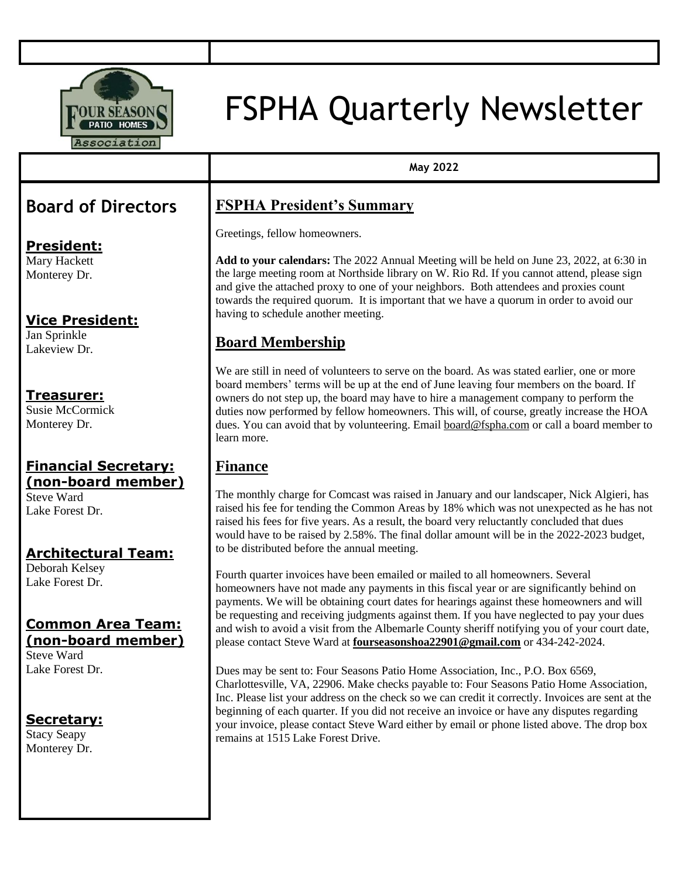# FSPHA Quarterly Newsletter

**May 2022**

## Board of Directors

**President:**
Mary Hackett
Monterey Dr.

**Vice President:**
Jan Sprinkle
Lakeview Dr.

**Treasurer:**
Susie McCormick
Monterey Dr.

**Financial Secretary: (non-board member)**
Steve Ward
Lake Forest Dr.

**Architectural Team:**
Deborah Kelsey
Lake Forest Dr.

**Common Area Team: (non-board member)**
Steve Ward
Lake Forest Dr.

**Secretary:**
Stacy Seapy
Monterey Dr.

## FSPHA President's Summary

Greetings, fellow homeowners.

**Add to your calendars:** The 2022 Annual Meeting will be held on June 23, 2022, at 6:30 in the large meeting room at Northside library on W. Rio Rd. If you cannot attend, please sign and give the attached proxy to one of your neighbors. Both attendees and proxies count towards the required quorum. It is important that we have a quorum in order to avoid our having to schedule another meeting.

## Board Membership

We are still in need of volunteers to serve on the board. As was stated earlier, one or more board members' terms will be up at the end of June leaving four members on the board. If owners do not step up, the board may have to hire a management company to perform the duties now performed by fellow homeowners. This will, of course, greatly increase the HOA dues. You can avoid that by volunteering. Email board@fspha.com or call a board member to learn more.

## Finance

The monthly charge for Comcast was raised in January and our landscaper, Nick Algieri, has raised his fee for tending the Common Areas by 18% which was not unexpected as he has not raised his fees for five years. As a result, the board very reluctantly concluded that dues would have to be raised by 2.58%. The final dollar amount will be in the 2022-2023 budget, to be distributed before the annual meeting.

Fourth quarter invoices have been emailed or mailed to all homeowners. Several homeowners have not made any payments in this fiscal year or are significantly behind on payments. We will be obtaining court dates for hearings against these homeowners and will be requesting and receiving judgments against them. If you have neglected to pay your dues and wish to avoid a visit from the Albemarle County sheriff notifying you of your court date, please contact Steve Ward at **fourseasonshoa22901@gmail.com** or 434-242-2024.

Dues may be sent to: Four Seasons Patio Home Association, Inc., P.O. Box 6569, Charlottesville, VA, 22906. Make checks payable to: Four Seasons Patio Home Association, Inc. Please list your address on the check so we can credit it correctly. Invoices are sent at the beginning of each quarter. If you did not receive an invoice or have any disputes regarding your invoice, please contact Steve Ward either by email or phone listed above. The drop box remains at 1515 Lake Forest Drive.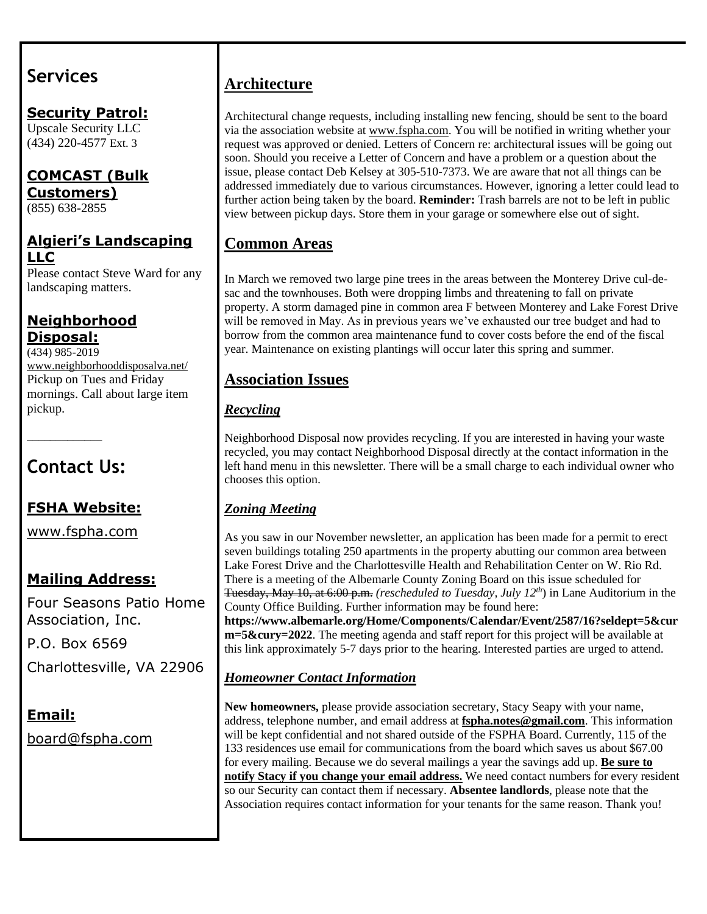## Services

**Security Patrol:**
Upscale Security LLC
(434) 220-4577 Ext. 3

**COMCAST (Bulk Customers)**
(855) 638-2855

**Algieri's Landscaping LLC**
Please contact Steve Ward for any landscaping matters.

**Neighborhood Disposal:**
(434) 985-2019
www.neighborhooddisposalva.net/
Pickup on Tues and Friday mornings. Call about large item pickup.

## Contact Us:

**FSHA Website:**

www.fspha.com

**Mailing Address:**

Four Seasons Patio Home Association, Inc.

P.O. Box 6569

Charlottesville, VA 22906

**Email:**

board@fspha.com

## Architecture

Architectural change requests, including installing new fencing, should be sent to the board via the association website at www.fspha.com. You will be notified in writing whether your request was approved or denied. Letters of Concern re: architectural issues will be going out soon. Should you receive a Letter of Concern and have a problem or a question about the issue, please contact Deb Kelsey at 305-510-7373. We are aware that not all things can be addressed immediately due to various circumstances. However, ignoring a letter could lead to further action being taken by the board. **Reminder:** Trash barrels are not to be left in public view between pickup days. Store them in your garage or somewhere else out of sight.

## Common Areas

In March we removed two large pine trees in the areas between the Monterey Drive cul-de-sac and the townhouses. Both were dropping limbs and threatening to fall on private property. A storm damaged pine in common area F between Monterey and Lake Forest Drive will be removed in May. As in previous years we've exhausted our tree budget and had to borrow from the common area maintenance fund to cover costs before the end of the fiscal year. Maintenance on existing plantings will occur later this spring and summer.

## Association Issues

### *Recycling*

Neighborhood Disposal now provides recycling. If you are interested in having your waste recycled, you may contact Neighborhood Disposal directly at the contact information in the left hand menu in this newsletter. There will be a small charge to each individual owner who chooses this option.

### *Zoning Meeting*

As you saw in our November newsletter, an application has been made for a permit to erect seven buildings totaling 250 apartments in the property abutting our common area between Lake Forest Drive and the Charlottesville Health and Rehabilitation Center on W. Rio Rd. There is a meeting of the Albemarle County Zoning Board on this issue scheduled for ~~Tuesday, May 10, at 6:00 p.m.~~ *(rescheduled to Tuesday, July 12th)* in Lane Auditorium in the County Office Building. Further information may be found here: **https://www.albemarle.org/Home/Components/Calendar/Event/2587/16?seldept=5&curm=5&cury=2022**. The meeting agenda and staff report for this project will be available at this link approximately 5-7 days prior to the hearing. Interested parties are urged to attend.

### *Homeowner Contact Information*

**New homeowners,** please provide association secretary, Stacy Seapy with your name, address, telephone number, and email address at **fspha.notes@gmail.com**. This information will be kept confidential and not shared outside of the FSPHA Board. Currently, 115 of the 133 residences use email for communications from the board which saves us about $67.00 for every mailing. Because we do several mailings a year the savings add up. **Be sure to notify Stacy if you change your email address.** We need contact numbers for every resident so our Security can contact them if necessary. **Absentee landlords**, please note that the Association requires contact information for your tenants for the same reason. Thank you!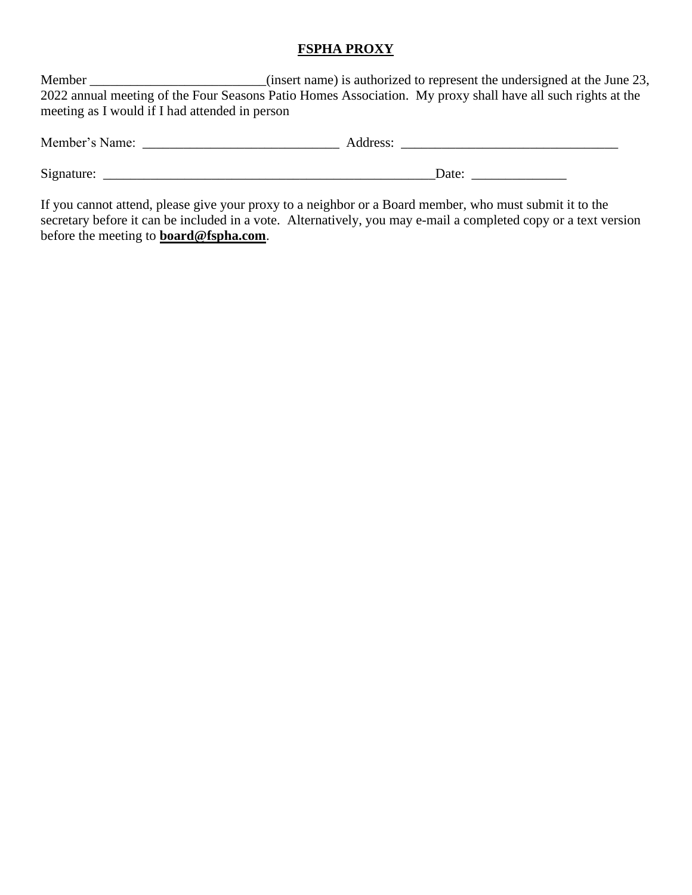**FSPHA PROXY**

Member ___________________________(insert name) is authorized to represent the undersigned at the June 23, 2022 annual meeting of the Four Seasons Patio Homes Association. My proxy shall have all such rights at the meeting as I would if I had attended in person

Member's Name: _____________________________ Address: _________________________________

Signature: ___________________________________________________Date: ______________

If you cannot attend, please give your proxy to a neighbor or a Board member, who must submit it to the secretary before it can be included in a vote. Alternatively, you may e-mail a completed copy or a text version before the meeting to **board@fspha.com**.